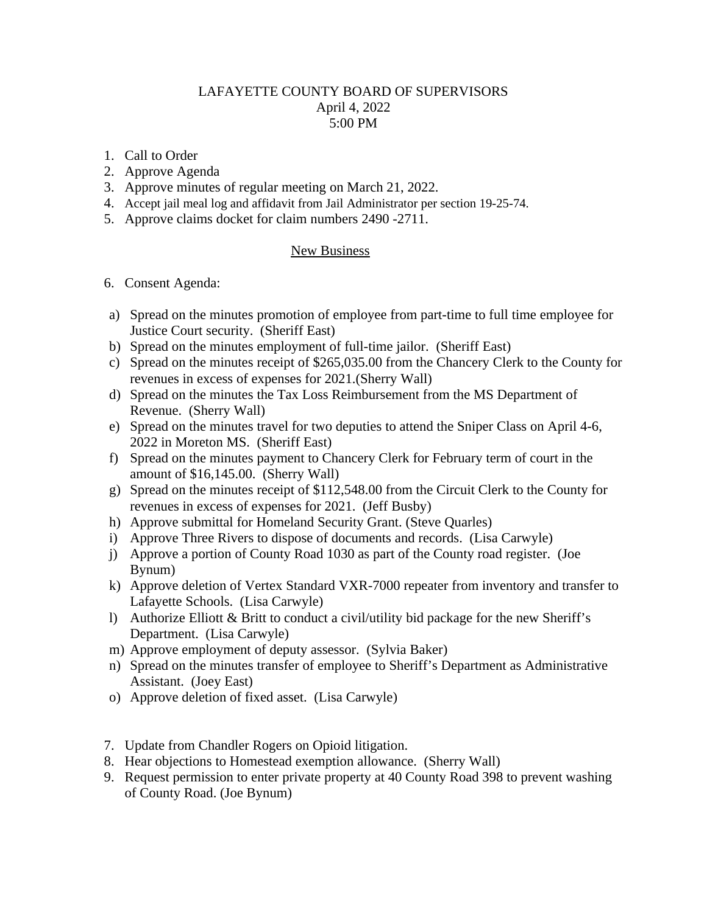# LAFAYETTE COUNTY BOARD OF SUPERVISORS
April 4, 2022
5:00 PM

1. Call to Order
2. Approve Agenda
3. Approve minutes of regular meeting on March 21, 2022.
4. Accept jail meal log and affidavit from Jail Administrator per section 19-25-74.
5. Approve claims docket for claim numbers 2490 -2711.

## New Business

6. Consent Agenda:

a) Spread on the minutes promotion of employee from part-time to full time employee for Justice Court security. (Sheriff East)
b) Spread on the minutes employment of full-time jailor. (Sheriff East)
c) Spread on the minutes receipt of $265,035.00 from the Chancery Clerk to the County for revenues in excess of expenses for 2021.(Sherry Wall)
d) Spread on the minutes the Tax Loss Reimbursement from the MS Department of Revenue. (Sherry Wall)
e) Spread on the minutes travel for two deputies to attend the Sniper Class on April 4-6, 2022 in Moreton MS. (Sheriff East)
f) Spread on the minutes payment to Chancery Clerk for February term of court in the amount of $16,145.00. (Sherry Wall)
g) Spread on the minutes receipt of $112,548.00 from the Circuit Clerk to the County for revenues in excess of expenses for 2021. (Jeff Busby)
h) Approve submittal for Homeland Security Grant. (Steve Quarles)
i) Approve Three Rivers to dispose of documents and records. (Lisa Carwyle)
j) Approve a portion of County Road 1030 as part of the County road register. (Joe Bynum)
k) Approve deletion of Vertex Standard VXR-7000 repeater from inventory and transfer to Lafayette Schools. (Lisa Carwyle)
l) Authorize Elliott & Britt to conduct a civil/utility bid package for the new Sheriff's Department. (Lisa Carwyle)
m) Approve employment of deputy assessor. (Sylvia Baker)
n) Spread on the minutes transfer of employee to Sheriff's Department as Administrative Assistant. (Joey East)
o) Approve deletion of fixed asset. (Lisa Carwyle)

7. Update from Chandler Rogers on Opioid litigation.
8. Hear objections to Homestead exemption allowance. (Sherry Wall)
9. Request permission to enter private property at 40 County Road 398 to prevent washing of County Road. (Joe Bynum)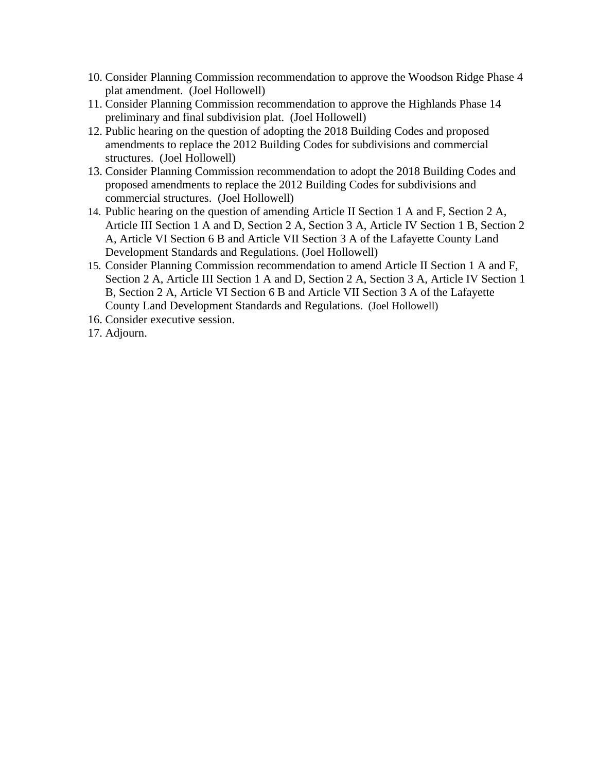10. Consider Planning Commission recommendation to approve the Woodson Ridge Phase 4 plat amendment. (Joel Hollowell)
11. Consider Planning Commission recommendation to approve the Highlands Phase 14 preliminary and final subdivision plat. (Joel Hollowell)
12. Public hearing on the question of adopting the 2018 Building Codes and proposed amendments to replace the 2012 Building Codes for subdivisions and commercial structures. (Joel Hollowell)
13. Consider Planning Commission recommendation to adopt the 2018 Building Codes and proposed amendments to replace the 2012 Building Codes for subdivisions and commercial structures. (Joel Hollowell)
14. Public hearing on the question of amending Article II Section 1 A and F, Section 2 A, Article III Section 1 A and D, Section 2 A, Section 3 A, Article IV Section 1 B, Section 2 A, Article VI Section 6 B and Article VII Section 3 A of the Lafayette County Land Development Standards and Regulations. (Joel Hollowell)
15. Consider Planning Commission recommendation to amend Article II Section 1 A and F, Section 2 A, Article III Section 1 A and D, Section 2 A, Section 3 A, Article IV Section 1 B, Section 2 A, Article VI Section 6 B and Article VII Section 3 A of the Lafayette County Land Development Standards and Regulations. (Joel Hollowell)
16. Consider executive session.
17. Adjourn.